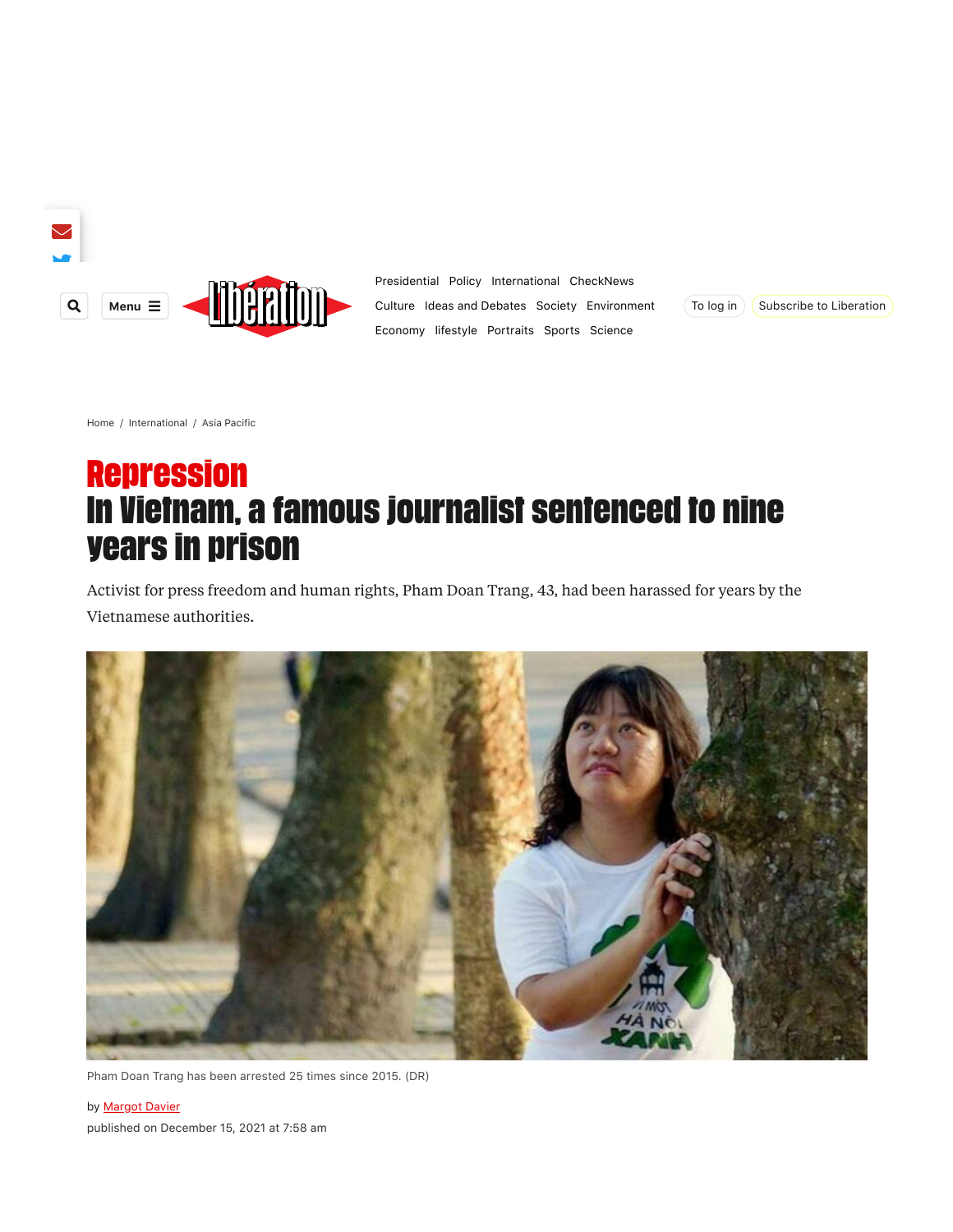Home / International / Asia Pacific

## Repression

# In Vietnam, a famous journalist sentenced to nine years in prison

Activist for press freedom and human rights, Pham Doan Trang, 43, had been harassed for years by the Vietnamese authorities.

Pham Doan Trang has been arrested 25 times since 2015. (DR)

by Margot Davier

published on December 15, 2021 at 7:58 am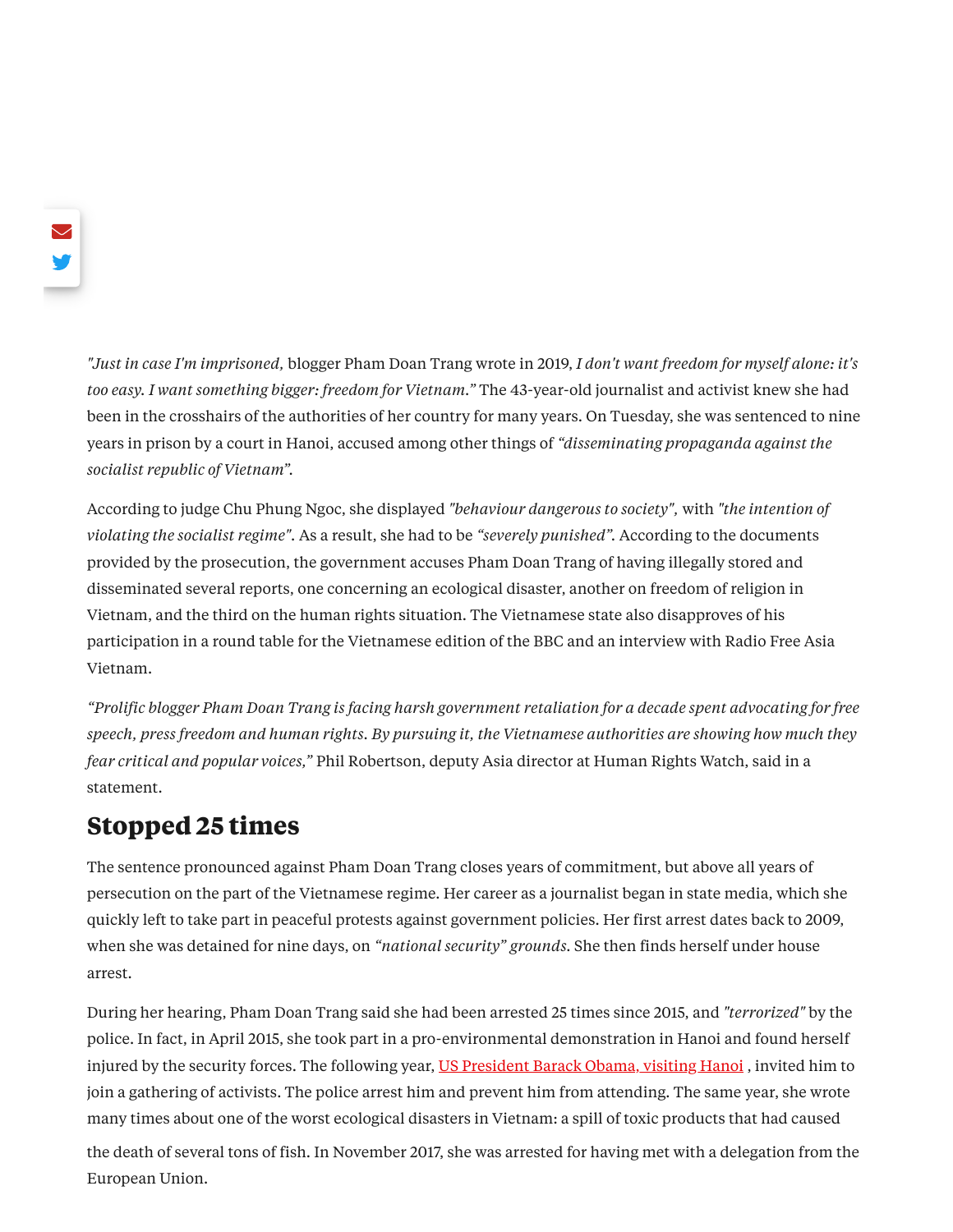*"Just in case I'm imprisoned,* blogger Pham Doan Trang wrote in 2019, *I don't want freedom for myself alone: it's too easy. I want something bigger: freedom for Vietnam."* The 43-year-old journalist and activist knew she had been in the crosshairs of the authorities of her country for many years. On Tuesday, she was sentenced to nine years in prison by a court in Hanoi, accused among other things of *"disseminating propaganda against the socialist republic of Vietnam".*

According to judge Chu Phung Ngoc, she displayed *"behaviour dangerous to society",* with *"the intention of violating the socialist regime"*. As a result, she had to be *"severely punished"*. According to the documents provided by the prosecution, the government accuses Pham Doan Trang of having illegally stored and disseminated several reports, one concerning an ecological disaster, another on freedom of religion in Vietnam, and the third on the human rights situation. The Vietnamese state also disapproves of his participation in a round table for the Vietnamese edition of the BBC and an interview with Radio Free Asia Vietnam.

*"Prolific blogger Pham Doan Trang is facing harsh government retaliation for a decade spent advocating for free speech, press freedom and human rights. By pursuing it, the Vietnamese authorities are showing how much they fear critical and popular voices,"* Phil Robertson, deputy Asia director at Human Rights Watch, said in a statement.

## Stopped 25 times

The sentence pronounced against Pham Doan Trang closes years of commitment, but above all years of persecution on the part of the Vietnamese regime. Her career as a journalist began in state media, which she quickly left to take part in peaceful protests against government policies. Her first arrest dates back to 2009, when she was detained for nine days, on *"national security" grounds*. She then finds herself under house arrest.

During her hearing, Pham Doan Trang said she had been arrested 25 times since 2015, and *"terrorized"* by the police. In fact, in April 2015, she took part in a pro-environmental demonstration in Hanoi and found herself injured by the security forces. The following year, US President Barack Obama, visiting Hanoi , invited him to join a gathering of activists. The police arrest him and prevent him from attending. The same year, she wrote many times about one of the worst ecological disasters in Vietnam: a spill of toxic products that had caused the death of several tons of fish. In November 2017, she was arrested for having met with a delegation from the European Union.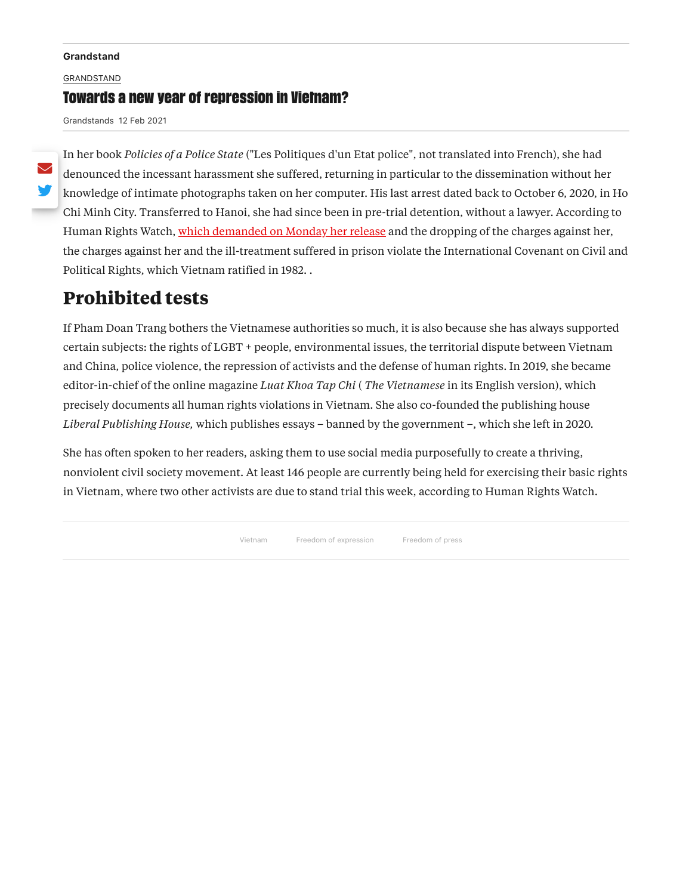In her book *Policies of a Police State* ("Les Politiques d'un Etat police", not translated into French), she had denounced the incessant harassment she suffered, returning in particular to the dissemination without her knowledge of intimate photographs taken on her computer. His last arrest dated back to October 6, 2020, in Ho Chi Minh City. Transferred to Hanoi, she had since been in pre-trial detention, without a lawyer. According to Human Rights Watch, which demanded on Monday her release and the dropping of the charges against her, the charges against her and the ill-treatment suffered in prison violate the International Covenant on Civil and Political Rights, which Vietnam ratified in 1982. .

## Prohibited tests

If Pham Doan Trang bothers the Vietnamese authorities so much, it is also because she has always supported certain subjects: the rights of LGBT + people, environmental issues, the territorial dispute between Vietnam and China, police violence, the repression of activists and the defense of human rights. In 2019, she became editor-in-chief of the online magazine *Luat Khoa Tap Chi* ( *The Vietnamese* in its English version), which precisely documents all human rights violations in Vietnam. She also co-founded the publishing house *Liberal Publishing House,* which publishes essays – banned by the government –, which she left in 2020.

She has often spoken to her readers, asking them to use social media purposefully to create a thriving, nonviolent civil society movement. At least 146 people are currently being held for exercising their basic rights in Vietnam, where two other activists are due to stand trial this week, according to Human Rights Watch.

Vietnam Freedom of expression Freedom of press